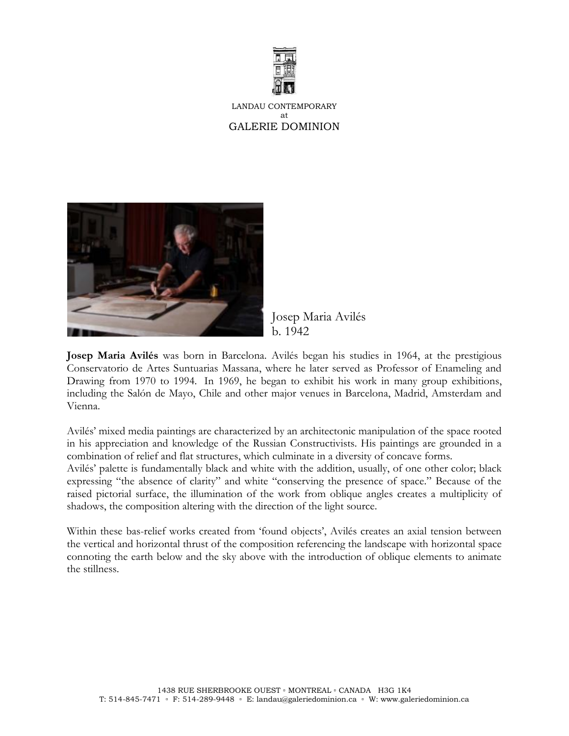LANDAU CONTEMPORARY
at
GALERIE DOMINION

Josep Maria Avilés
b. 1942

**Josep Maria Avilés** was born in Barcelona. Avilés began his studies in 1964, at the prestigious Conservatorio de Artes Suntuarias Massana, where he later served as Professor of Enameling and Drawing from 1970 to 1994. In 1969, he began to exhibit his work in many group exhibitions, including the Salón de Mayo, Chile and other major venues in Barcelona, Madrid, Amsterdam and Vienna.

Avilés' mixed media paintings are characterized by an architectonic manipulation of the space rooted in his appreciation and knowledge of the Russian Constructivists. His paintings are grounded in a combination of relief and flat structures, which culminate in a diversity of concave forms.

Avilés' palette is fundamentally black and white with the addition, usually, of one other color; black expressing "the absence of clarity" and white "conserving the presence of space." Because of the raised pictorial surface, the illumination of the work from oblique angles creates a multiplicity of shadows, the composition altering with the direction of the light source.

Within these bas-relief works created from 'found objects', Avilés creates an axial tension between the vertical and horizontal thrust of the composition referencing the landscape with horizontal space connoting the earth below and the sky above with the introduction of oblique elements to animate the stillness.

1438 RUE SHERBROOKE OUEST ▫ MONTREAL ▫ CANADA H3G 1K4
T: 514-845-7471 ▫ F: 514-289-9448 ▫ E: landau@galeriedominion.ca ▫ W: www.galeriedominion.ca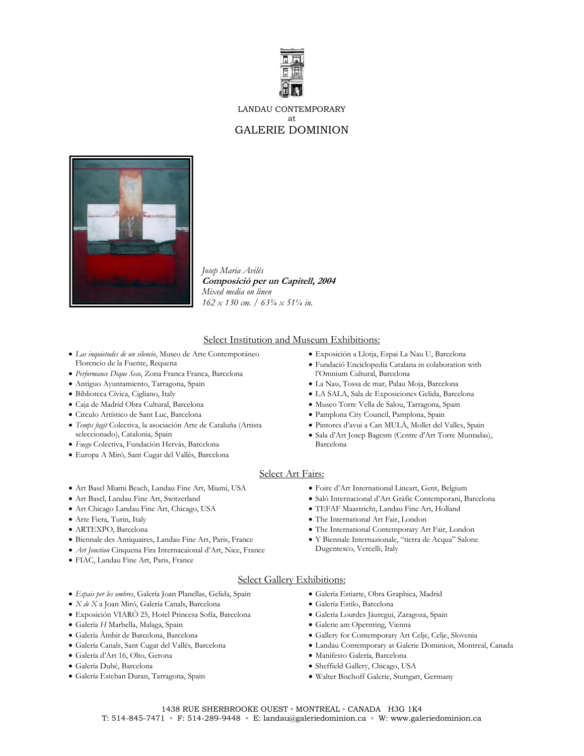LANDAU CONTEMPORARY
at
GALERIE DOMINION

*Josep Maria Avilés*
***Composició per un Capitell, 2004***
*Mixed media on linen*
*162 x 130 cm. / 63¾ x 51¼ in.*

## Select Institution and Museum Exhibitions:

- *Las inquietudes de un silencio*, Museo de Arte Contemporáneo Florencio de la Fuente, Requena
- *Performance Dique Seco*, Zona Franca Franca, Barcelona
- Antiguo Ayuntamiento, Tarragona, Spain
- Biblioteca Cívica, Cigliano, Italy
- Caja de Madrid Obra Cultural, Barcelona
- Circulo Artístico de Sant Luc, Barcelona
- *Temps fugit* Colectiva, la asociación Arte de Cataluña (Artista seleccionado), Catalonia, Spain
- *Fuego* Colectiva, Fundación Hervás, Barcelona
- Europa A Miró, Sant Cugat del Vallés, Barcelona
- Exposición a Llotja, Espai La Nau U, Barcelona
- Fundació Enciclopedia Catalana in colaboration with l'Omnium Cultural, Barcelona
- La Nau, Tossa de mar, Palau Moja, Barcelona
- LA SALA, Sala de Exposiciones Gelida, Barcelona
- Museo Torre Vella de Salou, Tarragona, Spain
- Pamplona City Council, Pamplona, Spain
- Pintores d'avui a Can MULÀ, Mollet del Valles, Spain
- Sala d'Art Josep Bagesm (Centre d'Art Torre Muntadas), Barcelona

## Select Art Fairs:

- Art Basel Miami Beach, Landau Fine Art, Miami, USA
- Art Basel, Landau Fine Art, Switzerland
- Art Chicago Landau Fine Art, Chicago, USA
- Arte Fiera, Turin, Italy
- ARTEXPO, Barcelona
- Biennale des Antiquaires, Landau Fine Art, Paris, France
- *Art Jonction* Cinquena Fira Internacaional d'Art, Nice, France
- FIAC, Landau Fine Art, Paris, France
- Foire d'Art International Lineart, Gent, Belgium
- Saló Internacional d'Art Gràfic Contemporani, Barcelona
- TEFAF Maastricht, Landau Fine Art, Holland
- The International Art Fair, London
- The International Contemporary Art Fair, London
- Y Biennale Internazionale, "tierra de Acqua" Salone Dugentesco, Vercelli, Italy

## Select Gallery Exhibitions:

- *Espais per les ombres*, Galería Joan Planellas, Gelida, Spain
- *X de X* a Joan Miró, Galería Canals, Barcelona
- Exposición VIARÓ 25, Hotel Princesa Sofía, Barcelona
- Galería *H* Marbella, Malaga, Spain
- Galería Àmbit de Barcelona, Barcelona
- Galería Canals, Sant Cugat del Vallés, Barcelona
- Galería d'Art 16, Olto, Gerona
- Galería Dubé, Barcelona
- Galería Esteban Duran, Tarragona, Spain
- Galería Estiarte, Obra Graphica, Madrid
- Galería Estilo, Barcelona
- Galería Lourdes Jáuregui, Zaragoza, Spain
- Galerie am Opernring, Vienna
- Gallery for Contemporary Art Celje, Celje, Slovenia
- Landau Contemporary at Galerie Dominion, Montreal, Canada
- Manifesto Galería, Barcelona
- Sheffield Gallery, Chicago, USA
- Walter Bischoff Galerie, Stuttgart, Germany

1438 RUE SHERBROOKE OUEST ▫ MONTREAL ▫ CANADA H3G 1K4
T: 514-845-7471 ▫ F: 514-289-9448 ▫ E: landau@galeriedominion.ca ▫ W: www.galeriedominion.ca